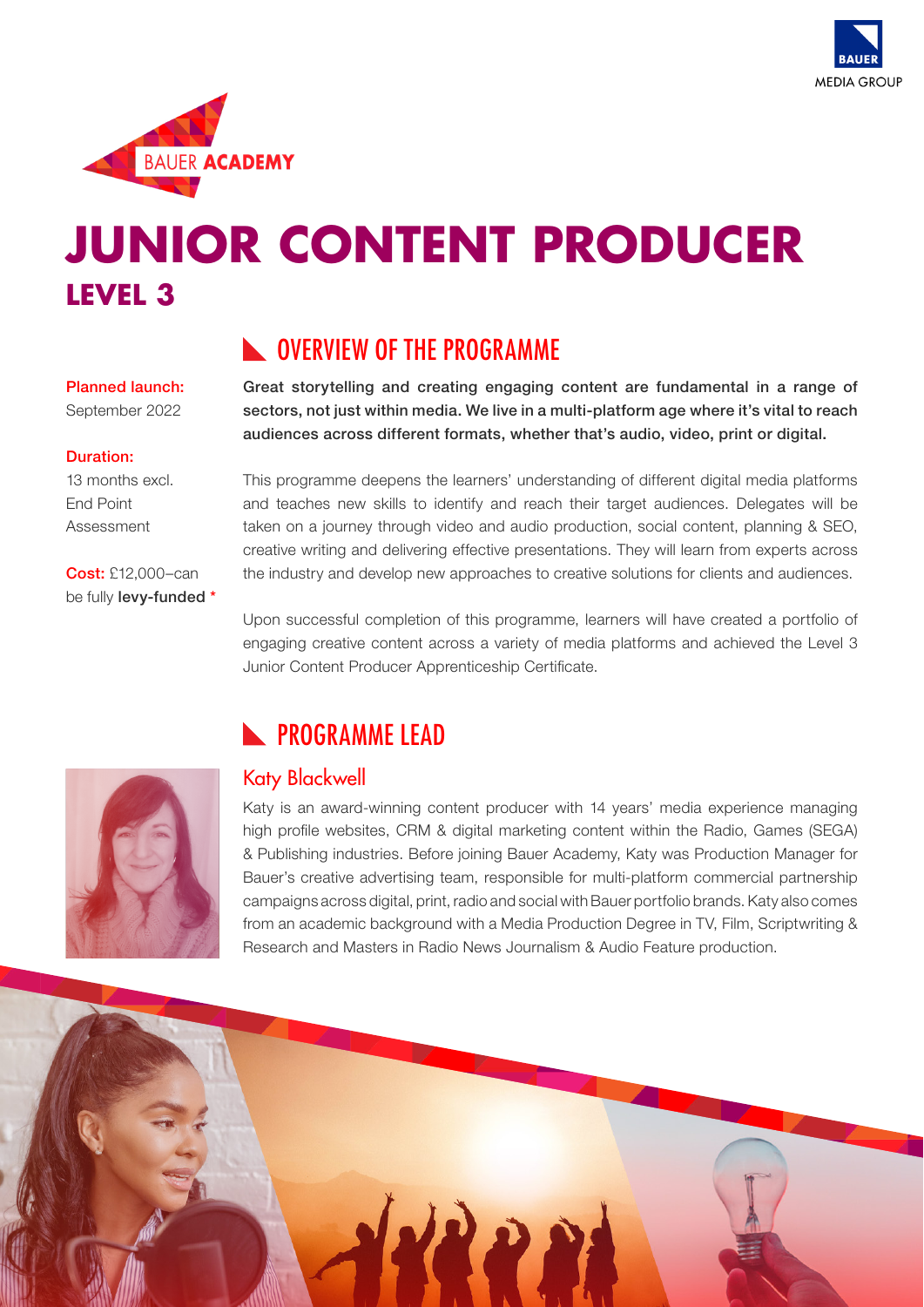BAUER ACADEMY

# JUNIOR CONTENT PRODUCER

## LEVEL 3

**Planned launch:**
September 2022

**Duration:**
13 months excl. End Point Assessment

**Cost:** £12,000–can be fully **levy-funded** *

## OVERVIEW OF THE PROGRAMME

**Great storytelling and creating engaging content are fundamental in a range of sectors, not just within media. We live in a multi-platform age where it's vital to reach audiences across different formats, whether that's audio, video, print or digital.**

This programme deepens the learners' understanding of different digital media platforms and teaches new skills to identify and reach their target audiences. Delegates will be taken on a journey through video and audio production, social content, planning & SEO, creative writing and delivering effective presentations. They will learn from experts across the industry and develop new approaches to creative solutions for clients and audiences.

Upon successful completion of this programme, learners will have created a portfolio of engaging creative content across a variety of media platforms and achieved the Level 3 Junior Content Producer Apprenticeship Certificate.

## PROGRAMME LEAD

### Katy Blackwell

Katy is an award-winning content producer with 14 years' media experience managing high profile websites, CRM & digital marketing content within the Radio, Games (SEGA) & Publishing industries. Before joining Bauer Academy, Katy was Production Manager for Bauer's creative advertising team, responsible for multi-platform commercial partnership campaigns across digital, print, radio and social with Bauer portfolio brands. Katy also comes from an academic background with a Media Production Degree in TV, Film, Scriptwriting & Research and Masters in Radio News Journalism & Audio Feature production.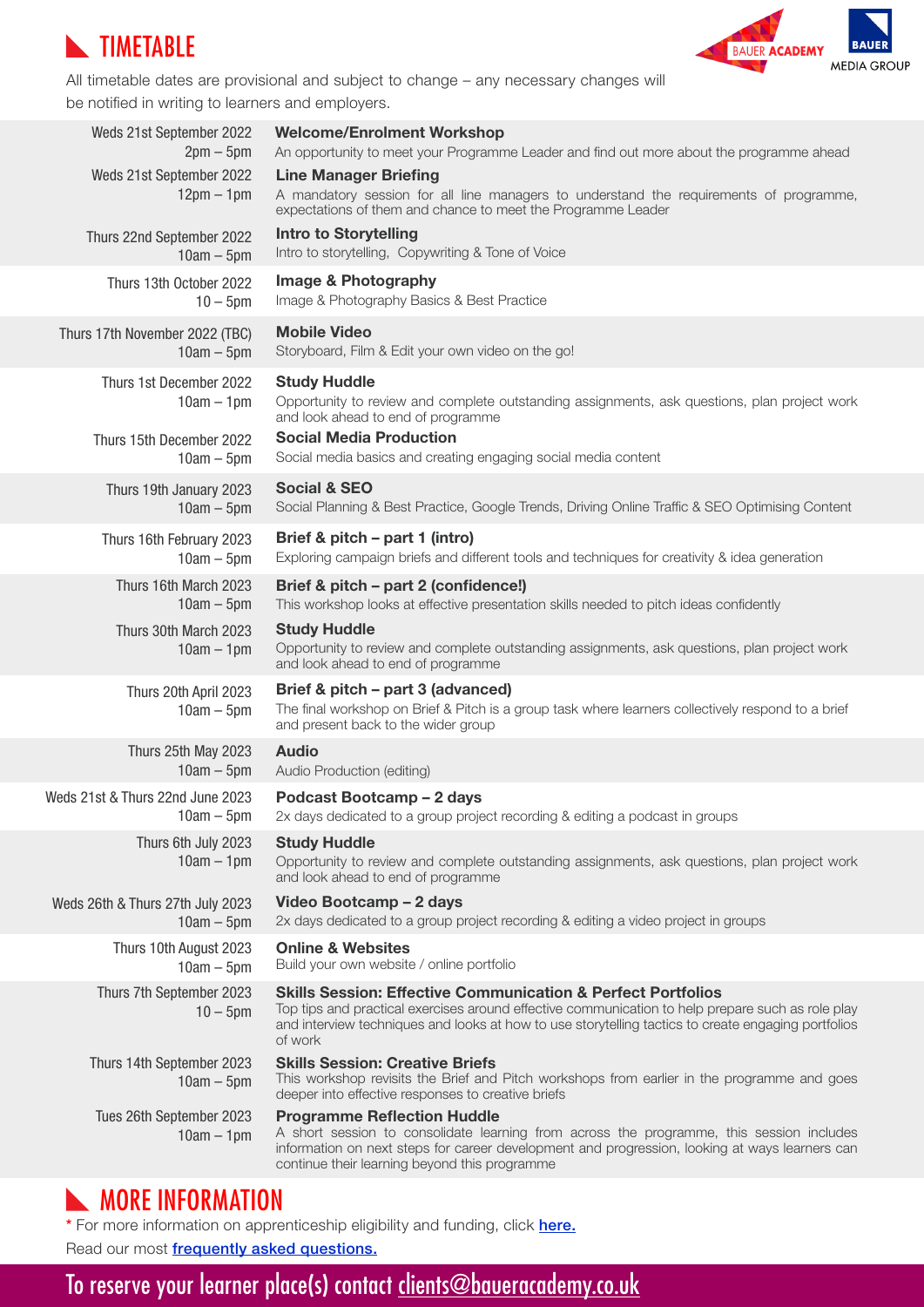# TIMETABLE

All timetable dates are provisional and subject to change – any necessary changes will be notified in writing to learners and employers.

| | |
|---|---|
| Weds 21st September 2022<br>2pm – 5pm | **Welcome/Enrolment Workshop**<br>An opportunity to meet your Programme Leader and find out more about the programme ahead |
| Weds 21st September 2022<br>12pm – 1pm | **Line Manager Briefing**<br>A mandatory session for all line managers to understand the requirements of programme, expectations of them and chance to meet the Programme Leader |
| Thurs 22nd September 2022<br>10am – 5pm | **Intro to Storytelling**<br>Intro to storytelling, Copywriting & Tone of Voice |
| Thurs 13th October 2022<br>10 – 5pm | **Image & Photography**<br>Image & Photography Basics & Best Practice |
| Thurs 17th November 2022 (TBC)<br>10am – 5pm | **Mobile Video**<br>Storyboard, Film & Edit your own video on the go! |
| Thurs 1st December 2022<br>10am – 1pm | **Study Huddle**<br>Opportunity to review and complete outstanding assignments, ask questions, plan project work and look ahead to end of programme |
| Thurs 15th December 2022<br>10am – 5pm | **Social Media Production**<br>Social media basics and creating engaging social media content |
| Thurs 19th January 2023<br>10am – 5pm | **Social & SEO**<br>Social Planning & Best Practice, Google Trends, Driving Online Traffic & SEO Optimising Content |
| Thurs 16th February 2023<br>10am – 5pm | **Brief & pitch – part 1 (intro)**<br>Exploring campaign briefs and different tools and techniques for creativity & idea generation |
| Thurs 16th March 2023<br>10am – 5pm | **Brief & pitch – part 2 (confidence!)**<br>This workshop looks at effective presentation skills needed to pitch ideas confidently |
| Thurs 30th March 2023<br>10am – 1pm | **Study Huddle**<br>Opportunity to review and complete outstanding assignments, ask questions, plan project work and look ahead to end of programme |
| Thurs 20th April 2023<br>10am – 5pm | **Brief & pitch – part 3 (advanced)**<br>The final workshop on Brief & Pitch is a group task where learners collectively respond to a brief and present back to the wider group |
| Thurs 25th May 2023<br>10am – 5pm | **Audio**<br>Audio Production (editing) |
| Weds 21st & Thurs 22nd June 2023<br>10am – 5pm | **Podcast Bootcamp – 2 days**<br>2x days dedicated to a group project recording & editing a podcast in groups |
| Thurs 6th July 2023<br>10am – 1pm | **Study Huddle**<br>Opportunity to review and complete outstanding assignments, ask questions, plan project work and look ahead to end of programme |
| Weds 26th & Thurs 27th July 2023<br>10am – 5pm | **Video Bootcamp – 2 days**<br>2x days dedicated to a group project recording & editing a video project in groups |
| Thurs 10th August 2023<br>10am – 5pm | **Online & Websites**<br>Build your own website / online portfolio |
| Thurs 7th September 2023<br>10 – 5pm | **Skills Session: Effective Communication & Perfect Portfolios**<br>Top tips and practical exercises around effective communication to help prepare such as role play and interview techniques and looks at how to use storytelling tactics to create engaging portfolios of work |
| Thurs 14th September 2023<br>10am – 5pm | **Skills Session: Creative Briefs**<br>This workshop revisits the Brief and Pitch workshops from earlier in the programme and goes deeper into effective responses to creative briefs |
| Tues 26th September 2023<br>10am – 1pm | **Programme Reflection Huddle**<br>A short session to consolidate learning from across the programme, this session includes information on next steps for career development and progression, looking at ways learners can continue their learning beyond this programme |

# MORE INFORMATION

\* For more information on apprenticeship eligibility and funding, click **here.**

Read our most **frequently asked questions.**

To reserve your learner place(s) contact clients@baueracademy.co.uk